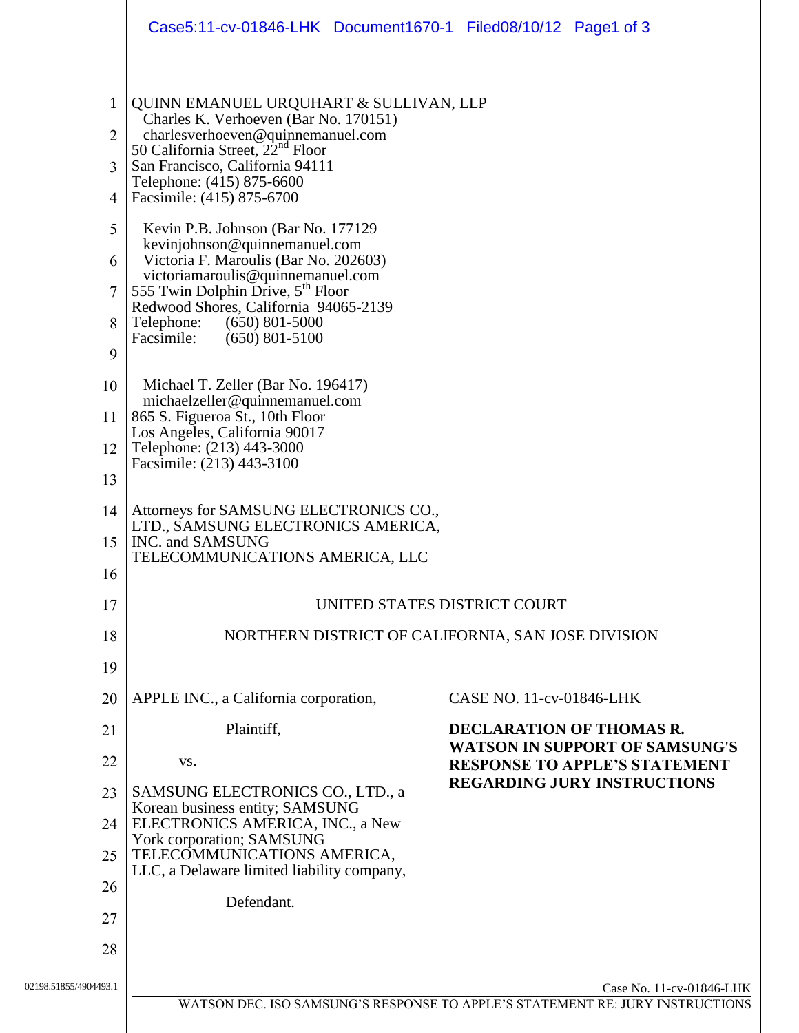QUINN EMANUEL URQUHART & SULLIVAN, LLP
Charles K. Verhoeven (Bar No. 170151)
charlesverhoeven@quinnemanuel.com
50 California Street, 22nd Floor
San Francisco, California 94111
Telephone: (415) 875-6600
Facsimile: (415) 875-6700

Kevin P.B. Johnson (Bar No. 177129)
kevinjohnson@quinnemanuel.com
Victoria F. Maroulis (Bar No. 202603)
victoriamaroulis@quinnemanuel.com
555 Twin Dolphin Drive, 5th Floor
Redwood Shores, California 94065-2139
Telephone: (650) 801-5000
Facsimile: (650) 801-5100

Michael T. Zeller (Bar No. 196417)
michaelzeller@quinnemanuel.com
865 S. Figueroa St., 10th Floor
Los Angeles, California 90017
Telephone: (213) 443-3000
Facsimile: (213) 443-3100

Attorneys for SAMSUNG ELECTRONICS CO., LTD., SAMSUNG ELECTRONICS AMERICA, INC. and SAMSUNG TELECOMMUNICATIONS AMERICA, LLC

UNITED STATES DISTRICT COURT

NORTHERN DISTRICT OF CALIFORNIA, SAN JOSE DIVISION

| | |
|---|---|
| APPLE INC., a California corporation,<br><br>Plaintiff,<br><br>vs.<br><br>SAMSUNG ELECTRONICS CO., LTD., a Korean business entity; SAMSUNG ELECTRONICS AMERICA, INC., a New York corporation; SAMSUNG TELECOMMUNICATIONS AMERICA, LLC, a Delaware limited liability company,<br><br>Defendant. | CASE NO. 11-cv-01846-LHK<br><br>**DECLARATION OF THOMAS R. WATSON IN SUPPORT OF SAMSUNG'S RESPONSE TO APPLE'S STATEMENT REGARDING JURY INSTRUCTIONS** |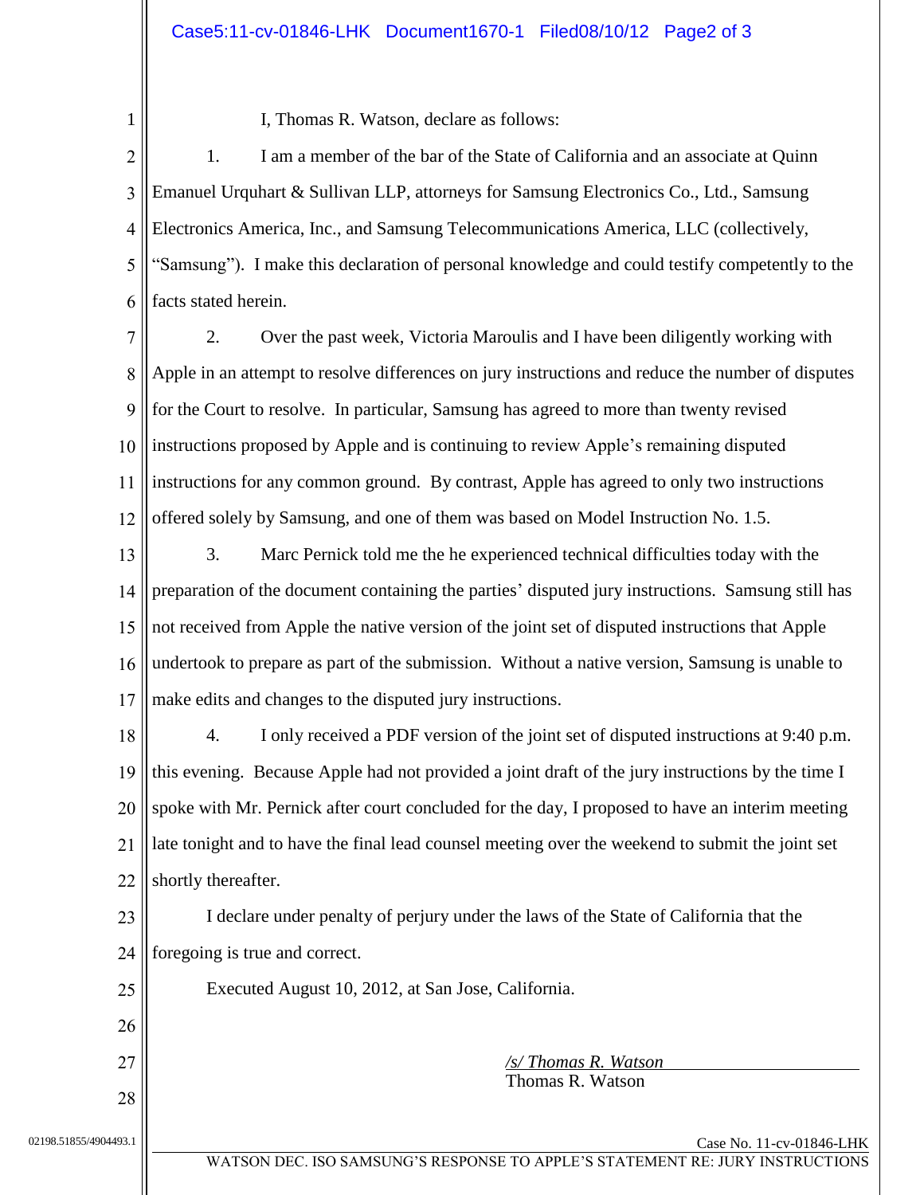I, Thomas R. Watson, declare as follows:

1. I am a member of the bar of the State of California and an associate at Quinn Emanuel Urquhart & Sullivan LLP, attorneys for Samsung Electronics Co., Ltd., Samsung Electronics America, Inc., and Samsung Telecommunications America, LLC (collectively, "Samsung"). I make this declaration of personal knowledge and could testify competently to the facts stated herein.

2. Over the past week, Victoria Maroulis and I have been diligently working with Apple in an attempt to resolve differences on jury instructions and reduce the number of disputes for the Court to resolve. In particular, Samsung has agreed to more than twenty revised instructions proposed by Apple and is continuing to review Apple's remaining disputed instructions for any common ground. By contrast, Apple has agreed to only two instructions offered solely by Samsung, and one of them was based on Model Instruction No. 1.5.

3. Marc Pernick told me the he experienced technical difficulties today with the preparation of the document containing the parties' disputed jury instructions. Samsung still has not received from Apple the native version of the joint set of disputed instructions that Apple undertook to prepare as part of the submission. Without a native version, Samsung is unable to make edits and changes to the disputed jury instructions.

4. I only received a PDF version of the joint set of disputed instructions at 9:40 p.m. this evening. Because Apple had not provided a joint draft of the jury instructions by the time I spoke with Mr. Pernick after court concluded for the day, I proposed to have an interim meeting late tonight and to have the final lead counsel meeting over the weekend to submit the joint set shortly thereafter.

I declare under penalty of perjury under the laws of the State of California that the foregoing is true and correct.

Executed August 10, 2012, at San Jose, California.

*/s/ Thomas R. Watson*
Thomas R. Watson

02198.51855/4904493.1

Case No. 11-cv-01846-LHK

WATSON DEC. ISO SAMSUNG'S RESPONSE TO APPLE'S STATEMENT RE: JURY INSTRUCTIONS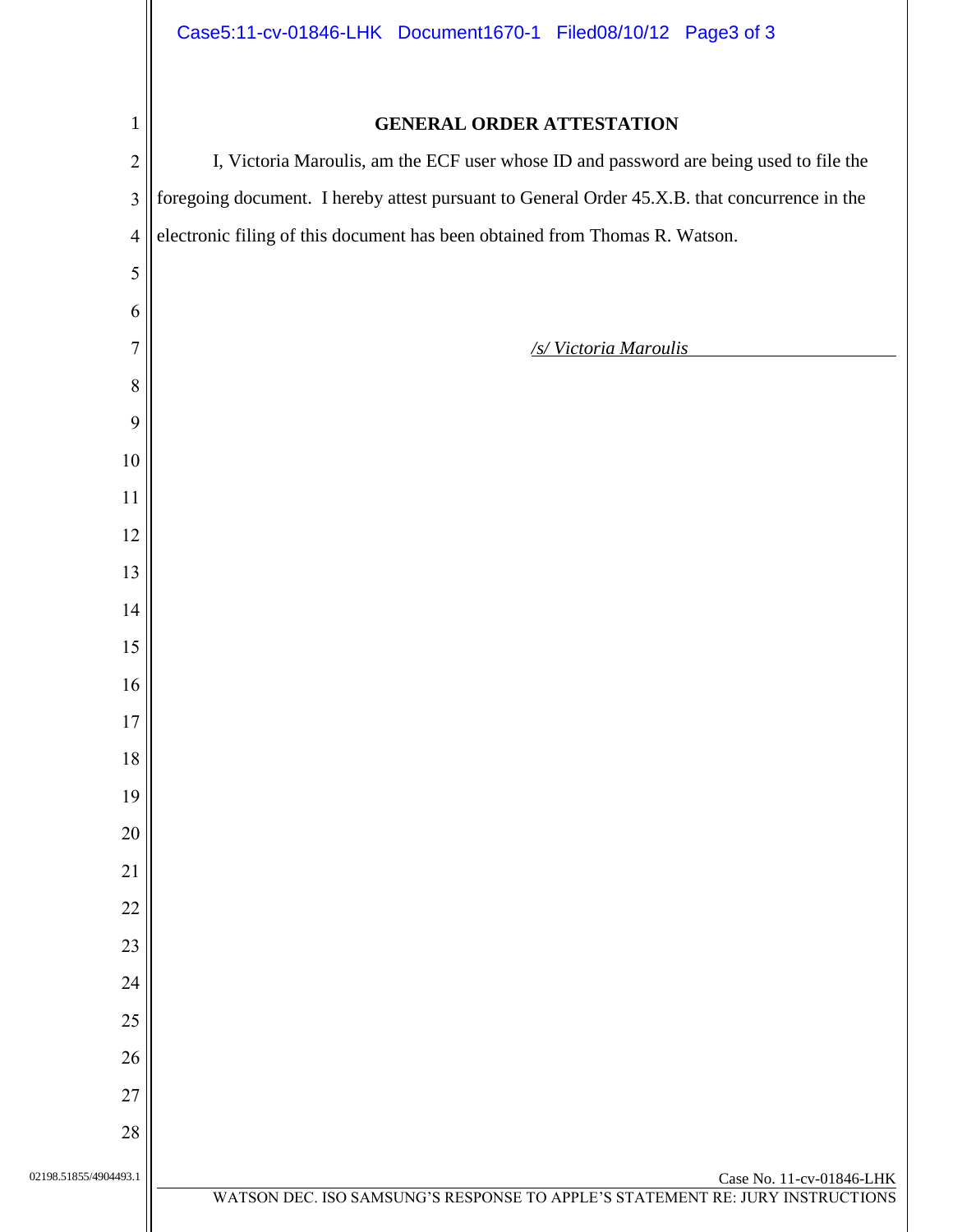## GENERAL ORDER ATTESTATION

I, Victoria Maroulis, am the ECF user whose ID and password are being used to file the foregoing document. I hereby attest pursuant to General Order 45.X.B. that concurrence in the electronic filing of this document has been obtained from Thomas R. Watson.

*/s/ Victoria Maroulis*